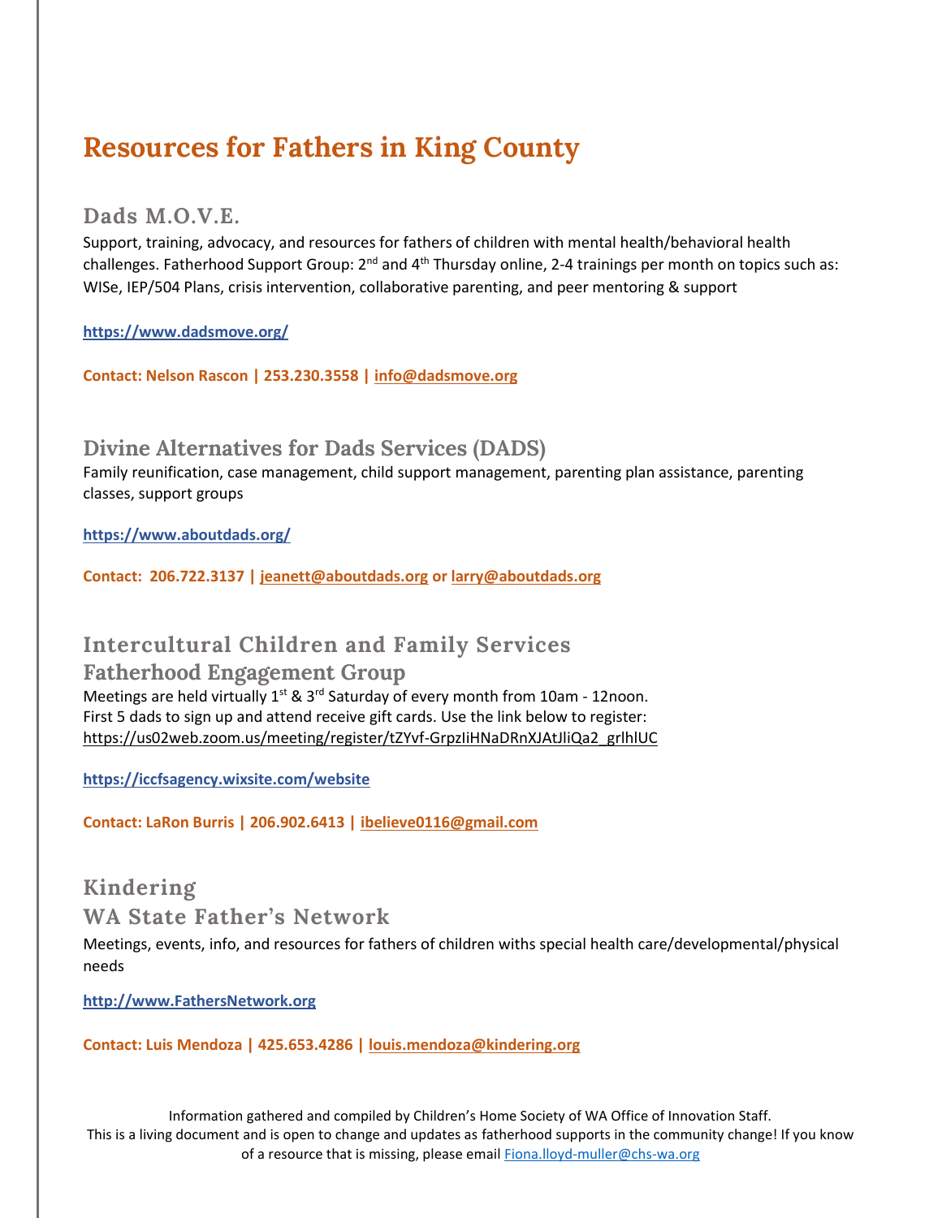# Resources for Fathers in King County

## Dads M.O.V.E.

Support, training, advocacy, and resources for fathers of children with mental health/behavioral health challenges. Fatherhood Support Group: 2nd and 4th Thursday online, 2-4 trainings per month on topics such as: WISe, IEP/504 Plans, crisis intervention, collaborative parenting, and peer mentoring & support

**https://www.dadsmove.org/**

**Contact: Nelson Rascon | 253.230.3558 | info@dadsmove.org**

## Divine Alternatives for Dads Services (DADS)

Family reunification, case management, child support management, parenting plan assistance, parenting classes, support groups

**https://www.aboutdads.org/**

**Contact: 206.722.3137 | jeanett@aboutdads.org or larry@aboutdads.org**

## Intercultural Children and Family Services
## Fatherhood Engagement Group

Meetings are held virtually 1st & 3rd Saturday of every month from 10am - 12noon.
First 5 dads to sign up and attend receive gift cards. Use the link below to register:
https://us02web.zoom.us/meeting/register/tZYvf-GrpzIiHNaDRnXJAtJliQa2_grlhlUC

**https://iccfsagency.wixsite.com/website**

**Contact: LaRon Burris | 206.902.6413 | ibelieve0116@gmail.com**

## Kindering
## WA State Father's Network

Meetings, events, info, and resources for fathers of children withs special health care/developmental/physical needs

**http://www.FathersNetwork.org**

**Contact: Luis Mendoza | 425.653.4286 | louis.mendoza@kindering.org**

Information gathered and compiled by Children's Home Society of WA Office of Innovation Staff.
This is a living document and is open to change and updates as fatherhood supports in the community change! If you know of a resource that is missing, please email Fiona.lloyd-muller@chs-wa.org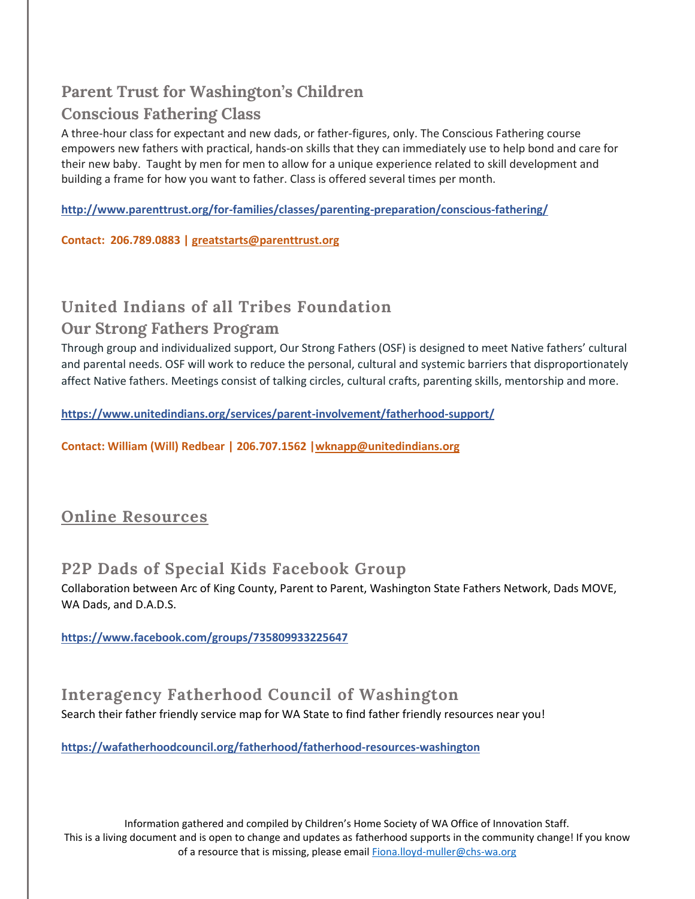## Parent Trust for Washington's Children

### Conscious Fathering Class

A three-hour class for expectant and new dads, or father-figures, only. The Conscious Fathering course empowers new fathers with practical, hands-on skills that they can immediately use to help bond and care for their new baby. Taught by men for men to allow for a unique experience related to skill development and building a frame for how you want to father. Class is offered several times per month.

**http://www.parenttrust.org/for-families/classes/parenting-preparation/conscious-fathering/**

**Contact: 206.789.0883 | greatstarts@parenttrust.org**

## United Indians of all Tribes Foundation

### Our Strong Fathers Program

Through group and individualized support, Our Strong Fathers (OSF) is designed to meet Native fathers' cultural and parental needs. OSF will work to reduce the personal, cultural and systemic barriers that disproportionately affect Native fathers. Meetings consist of talking circles, cultural crafts, parenting skills, mentorship and more.

**https://www.unitedindians.org/services/parent-involvement/fatherhood-support/**

**Contact: William (Will) Redbear | 206.707.1562 | wknapp@unitedindians.org**

## Online Resources

### P2P Dads of Special Kids Facebook Group

Collaboration between Arc of King County, Parent to Parent, Washington State Fathers Network, Dads MOVE, WA Dads, and D.A.D.S.

**https://www.facebook.com/groups/735809933225647**

### Interagency Fatherhood Council of Washington

Search their father friendly service map for WA State to find father friendly resources near you!

**https://wafatherhoodcouncil.org/fatherhood/fatherhood-resources-washington**

Information gathered and compiled by Children's Home Society of WA Office of Innovation Staff.
This is a living document and is open to change and updates as fatherhood supports in the community change! If you know of a resource that is missing, please email Fiona.lloyd-muller@chs-wa.org